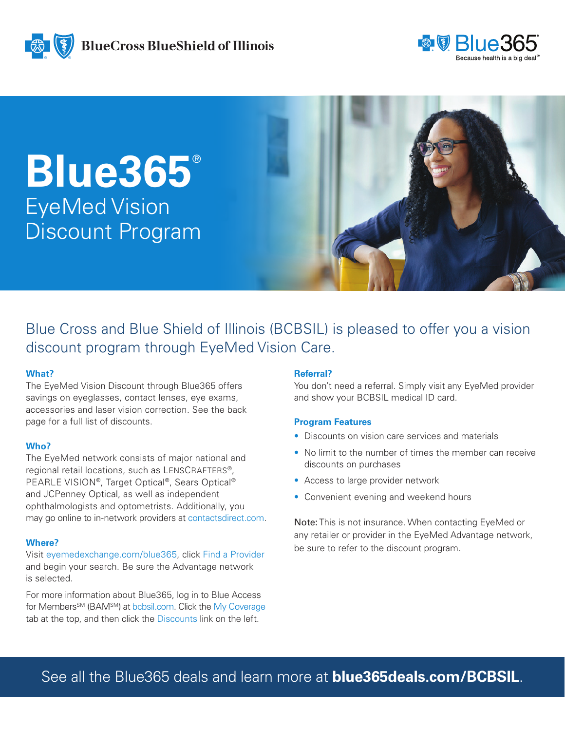BlueCross BlueShield of Illinois

Blue365® Because health is a big deal℠

# Blue365®

## EyeMed Vision Discount Program

Blue Cross and Blue Shield of Illinois (BCBSIL) is pleased to offer you a vision discount program through EyeMed Vision Care.

### What?

The EyeMed Vision Discount through Blue365 offers savings on eyeglasses, contact lenses, eye exams, accessories and laser vision correction. See the back page for a full list of discounts.

### Who?

The EyeMed network consists of major national and regional retail locations, such as LENSCRAFTERS®, PEARLE VISION®, Target Optical®, Sears Optical® and JCPenney Optical, as well as independent ophthalmologists and optometrists. Additionally, you may go online to in-network providers at contactsdirect.com.

### Where?

Visit eyemedexchange.com/blue365, click Find a Provider and begin your search. Be sure the Advantage network is selected.

For more information about Blue365, log in to Blue Access for Members℠ (BAM℠) at bcbsil.com. Click the My Coverage tab at the top, and then click the Discounts link on the left.

### Referral?

You don't need a referral. Simply visit any EyeMed provider and show your BCBSIL medical ID card.

### Program Features

- Discounts on vision care services and materials
- No limit to the number of times the member can receive discounts on purchases
- Access to large provider network
- Convenient evening and weekend hours

Note: This is not insurance. When contacting EyeMed or any retailer or provider in the EyeMed Advantage network, be sure to refer to the discount program.

See all the Blue365 deals and learn more at **blue365deals.com/BCBSIL**.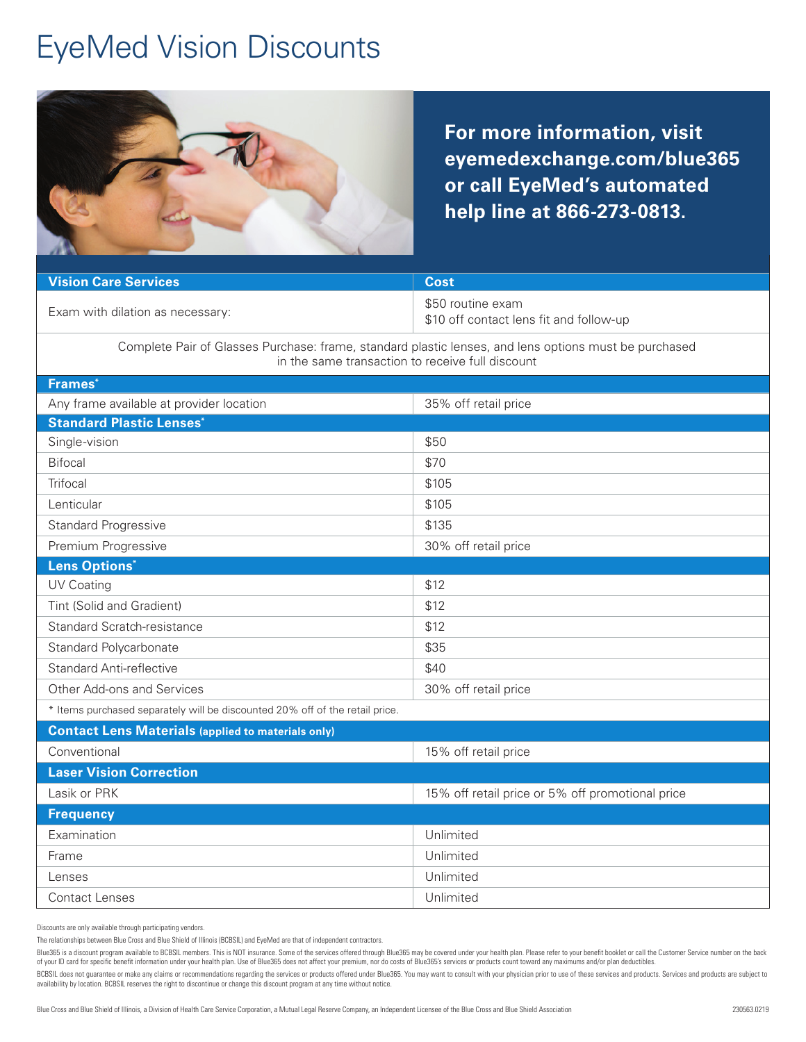# EyeMed Vision Discounts

**For more information, visit eyemedexchange.com/blue365 or call EyeMed's automated help line at 866-273-0813.**

| Vision Care Services | Cost |
|---|---|
| Exam with dilation as necessary: | $50 routine exam<br>$10 off contact lens fit and follow-up |
| Complete Pair of Glasses Purchase: frame, standard plastic lenses, and lens options must be purchased in the same transaction to receive full discount | |
| **Frames*** | |
| Any frame available at provider location | 35% off retail price |
| **Standard Plastic Lenses*** | |
| Single-vision | $50 |
| Bifocal | $70 |
| Trifocal | $105 |
| Lenticular | $105 |
| Standard Progressive | $135 |
| Premium Progressive | 30% off retail price |
| **Lens Options*** | |
| UV Coating | $12 |
| Tint (Solid and Gradient) | $12 |
| Standard Scratch-resistance | $12 |
| Standard Polycarbonate | $35 |
| Standard Anti-reflective | $40 |
| Other Add-ons and Services | 30% off retail price |
| * Items purchased separately will be discounted 20% off of the retail price. | |
| **Contact Lens Materials (applied to materials only)** | |
| Conventional | 15% off retail price |
| **Laser Vision Correction** | |
| Lasik or PRK | 15% off retail price or 5% off promotional price |
| **Frequency** | |
| Examination | Unlimited |
| Frame | Unlimited |
| Lenses | Unlimited |
| Contact Lenses | Unlimited |

Discounts are only available through participating vendors.

The relationships between Blue Cross and Blue Shield of Illinois (BCBSIL) and EyeMed are that of independent contractors.

Blue365 is a discount program available to BCBSIL members. This is NOT insurance. Some of the services offered through Blue365 may be covered under your health plan. Please refer to your benefit booklet or call the Customer Service number on the back of your ID card for specific benefit information under your health plan. Use of Blue365 does not affect your premium, nor do costs of Blue365's services or products count toward any maximums and/or plan deductibles.

BCBSIL does not guarantee or make any claims or recommendations regarding the services or products offered under Blue365. You may want to consult with your physician prior to use of these services and products. Services and products are subject to availability by location. BCBSIL reserves the right to discontinue or change this discount program at any time without notice.

Blue Cross and Blue Shield of Illinois, a Division of Health Care Service Corporation, a Mutual Legal Reserve Company, an Independent Licensee of the Blue Cross and Blue Shield Association

230563.0219